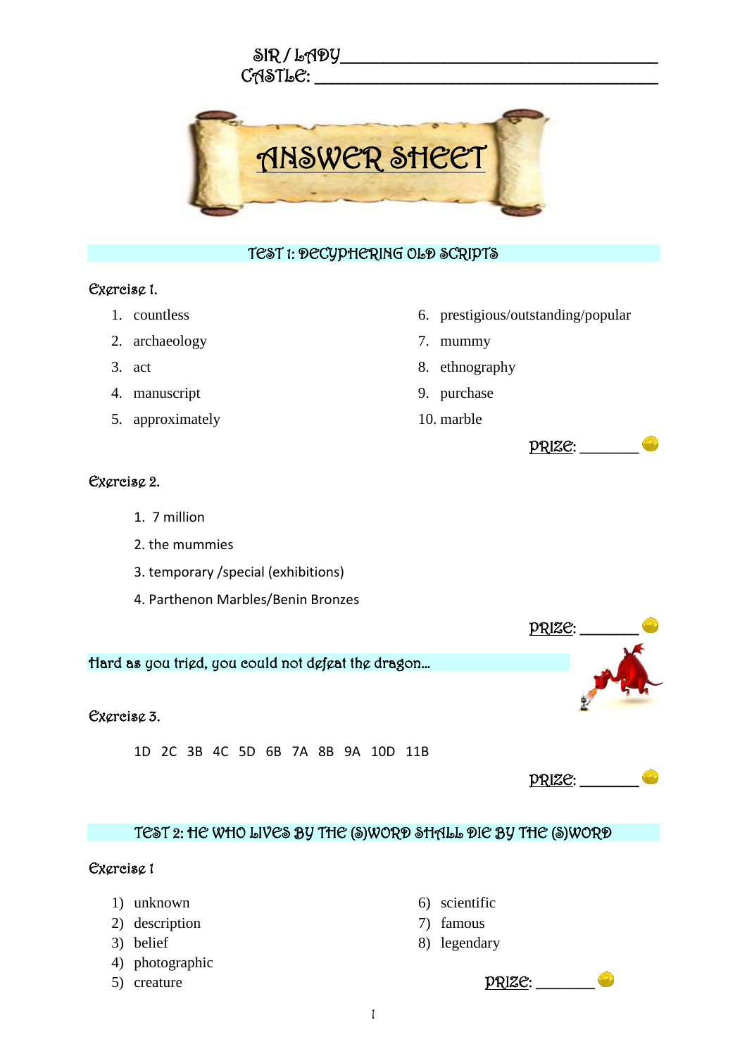SIR / LADY\_\_\_\_\_\_\_\_\_\_\_\_\_\_\_\_\_\_\_\_\_\_\_\_\_\_\_\_\_\_\_\_\_\_\_\_\_\_

CASTLE: \_\_\_\_\_\_\_\_\_\_\_\_\_\_\_\_\_\_\_\_\_\_\_\_\_\_\_\_\_\_\_\_\_\_\_\_\_\_

# ANSWER SHEET

## TEST 1: DECYPHERING OLD SCRIPTS

### Exercise 1.

1. countless
2. archaeology
3. act
4. manuscript
5. approximately
6. prestigious/outstanding/popular
7. mummy
8. ethnography
9. purchase
10. marble

PRIZE: \_\_\_\_\_\_\_

### Exercise 2.

1. 7 million
2. the mummies
3. temporary /special (exhibitions)
4. Parthenon Marbles/Benin Bronzes

PRIZE: \_\_\_\_\_\_\_

Hard as you tried, you could not defeat the dragon…

### Exercise 3.

1D 2C 3B 4C 5D 6B 7A 8B 9A 10D 11B

PRIZE: \_\_\_\_\_\_\_

## TEST 2: HE WHO LIVES BY THE (S)WORD SHALL DIE BY THE (S)WORD

### Exercise 1

1) unknown
2) description
3) belief
4) photographic
5) creature
6) scientific
7) famous
8) legendary

PRIZE: \_\_\_\_\_\_\_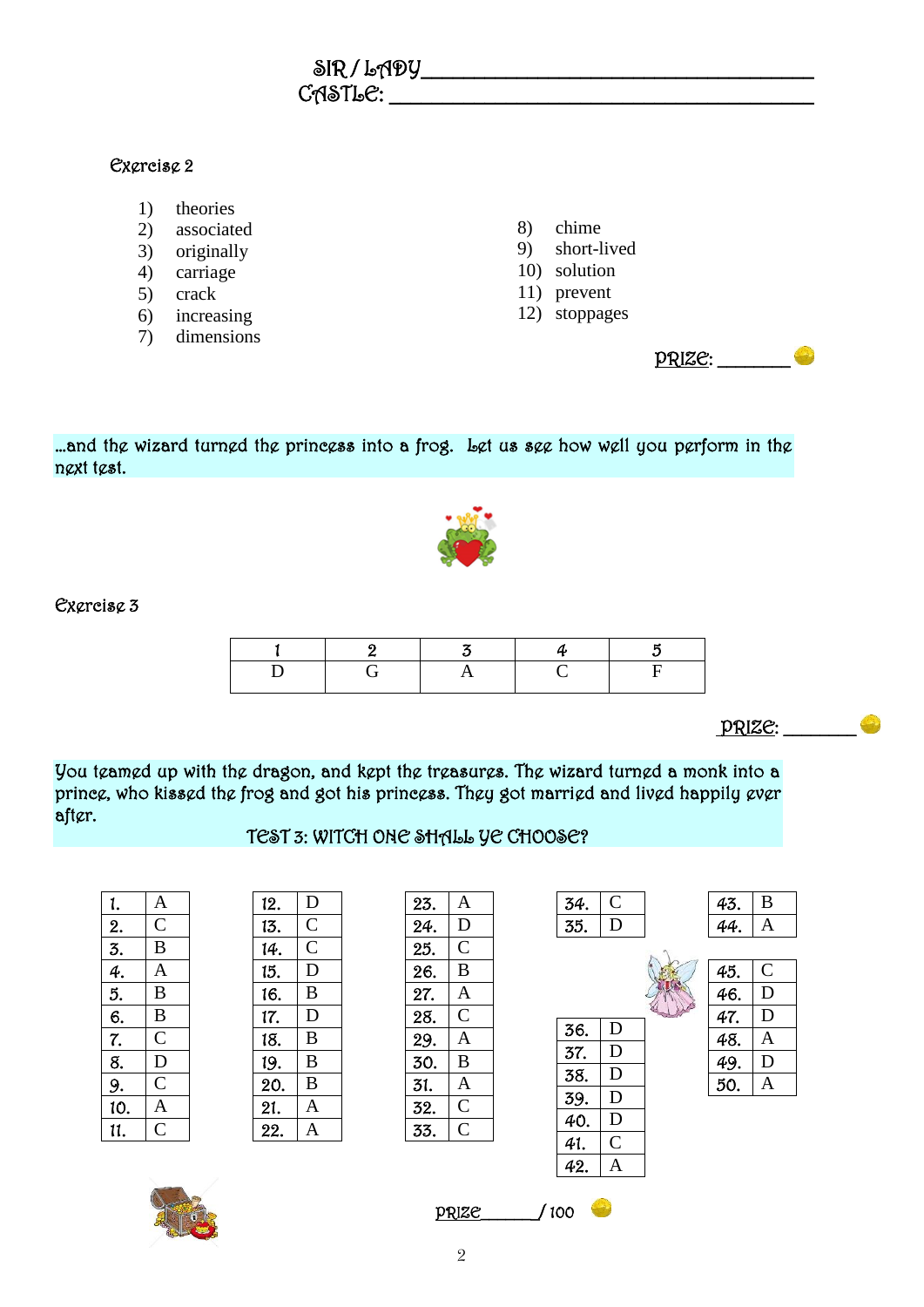SIR / LADY________________________________

CASTLE: ________________________________

Exercise 2

1) theories
2) associated
3) originally
4) carriage
5) crack
6) increasing
7) dimensions
8) chime
9) short-lived
10) solution
11) prevent
12) stoppages

PRIZE: _______

...and the wizard turned the princess into a frog. Let us see how well you perform in the next test.

Exercise 3

| 1 | 2 | 3 | 4 | 5 |
|---|---|---|---|---|
| D | G | A | C | F |

PRIZE: _______

You teamed up with the dragon, and kept the treasures. The wizard turned a monk into a prince, who kissed the frog and got his princess. They got married and lived happily ever after.

TEST 3: WITCH ONE SHALL YE CHOOSE?

| | |
|---|---|
| 1. | A |
| 2. | C |
| 3. | B |
| 4. | A |
| 5. | B |
| 6. | B |
| 7. | C |
| 8. | D |
| 9. | C |
| 10. | A |
| 11. | C |

| | |
|---|---|
| 12. | D |
| 13. | C |
| 14. | C |
| 15. | D |
| 16. | B |
| 17. | D |
| 18. | B |
| 19. | B |
| 20. | B |
| 21. | A |
| 22. | A |

| | |
|---|---|
| 23. | A |
| 24. | D |
| 25. | C |
| 26. | B |
| 27. | A |
| 28. | C |
| 29. | A |
| 30. | B |
| 31. | A |
| 32. | C |
| 33. | C |

| | |
|---|---|
| 34. | C |
| 35. | D |
| 36. | D |
| 37. | D |
| 38. | D |
| 39. | D |
| 40. | D |
| 41. | C |
| 42. | A |

| | |
|---|---|
| 43. | B |
| 44. | A |
| 45. | C |
| 46. | D |
| 47. | D |
| 48. | A |
| 49. | D |
| 50. | A |

PRIZE______/ 100